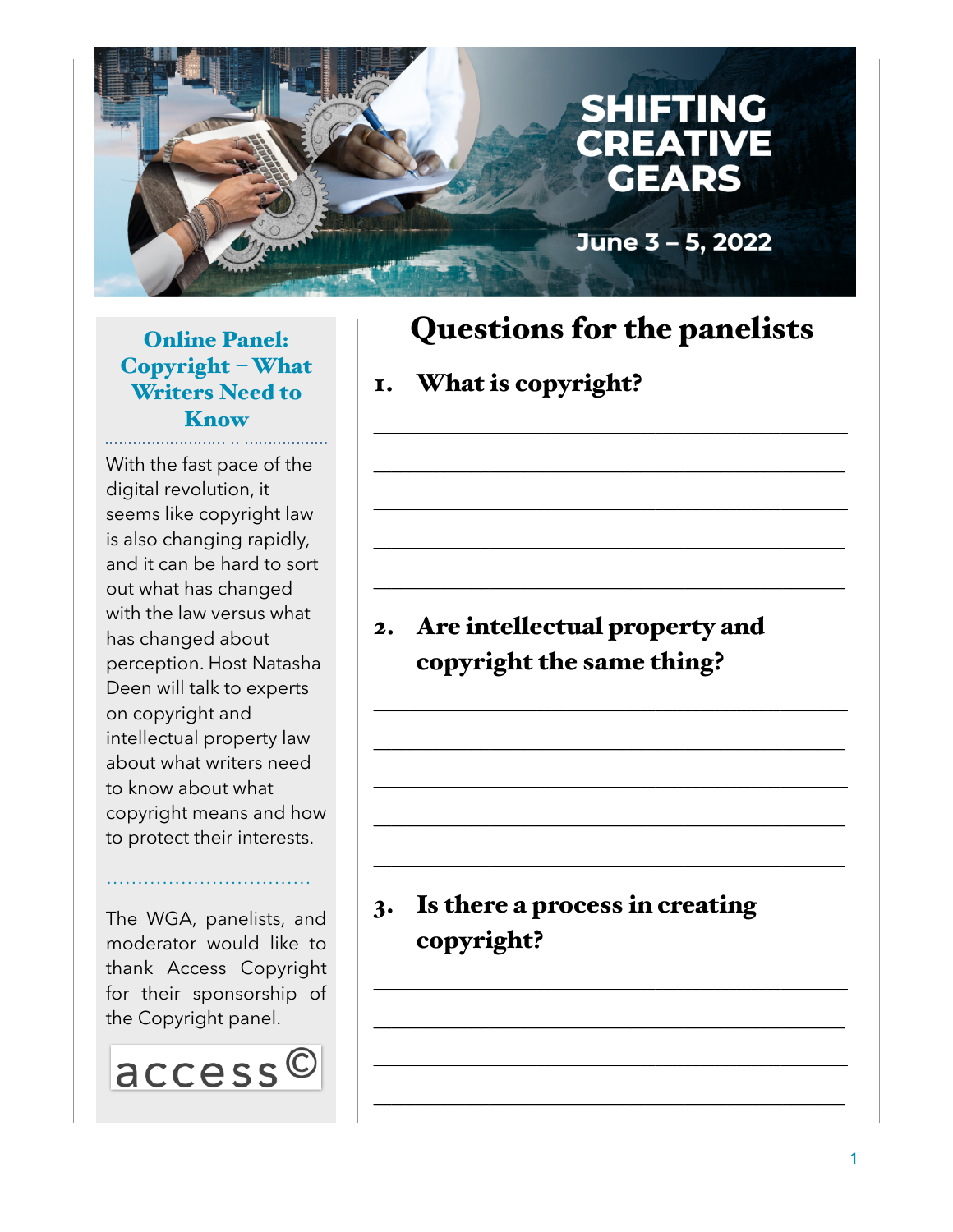# SHIFTING CREATIVE GEARS

**June 3 – 5, 2022**

## Online Panel: Copyright – What Writers Need to Know

With the fast pace of the digital revolution, it seems like copyright law is also changing rapidly, and it can be hard to sort out what has changed with the law versus what has changed about perception. Host Natasha Deen will talk to experts on copyright and intellectual property law about what writers need to know about what copyright means and how to protect their interests.

The WGA, panelists, and moderator would like to thank Access Copyright for their sponsorship of the Copyright panel.

access©

## Questions for the panelists

1. **What is copyright?**

_______________________________________________

_______________________________________________

_______________________________________________

_______________________________________________

_______________________________________________

2. **Are intellectual property and copyright the same thing?**

_______________________________________________

_______________________________________________

_______________________________________________

_______________________________________________

_______________________________________________

3. **Is there a process in creating copyright?**

_______________________________________________

_______________________________________________

_______________________________________________

_______________________________________________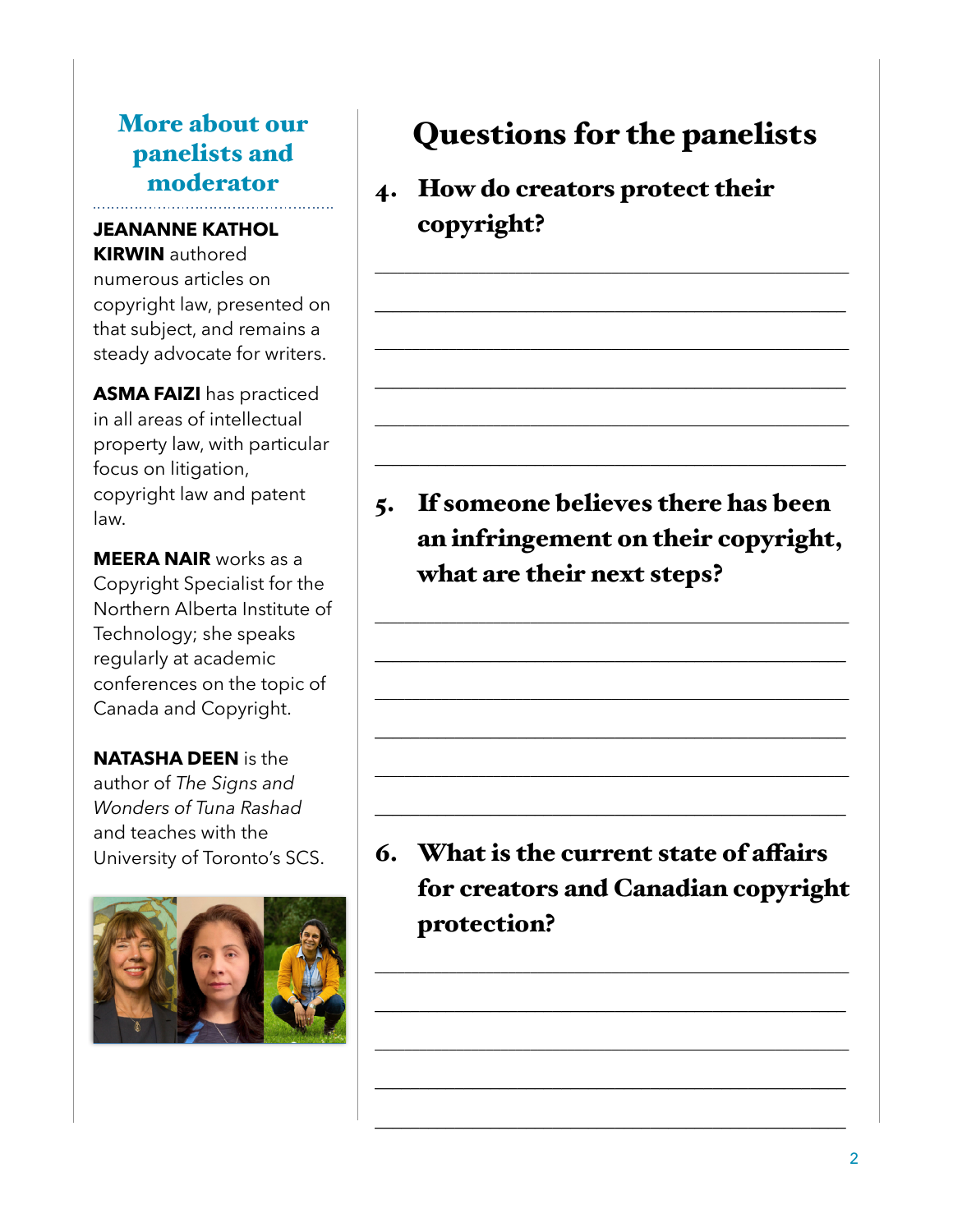## More about our panelists and moderator

**JEANANNE KATHOL KIRWIN** authored numerous articles on copyright law, presented on that subject, and remains a steady advocate for writers.

**ASMA FAIZI** has practiced in all areas of intellectual property law, with particular focus on litigation, copyright law and patent law.

**MEERA NAIR** works as a Copyright Specialist for the Northern Alberta Institute of Technology; she speaks regularly at academic conferences on the topic of Canada and Copyright.

**NATASHA DEEN** is the author of *The Signs and Wonders of Tuna Rashad* and teaches with the University of Toronto's SCS.

# Questions for the panelists

4. **How do creators protect their copyright?**

_______________________________________________

_______________________________________________

_______________________________________________

_______________________________________________

_______________________________________________

_______________________________________________

5. **If someone believes there has been an infringement on their copyright, what are their next steps?**

_______________________________________________

_______________________________________________

_______________________________________________

_______________________________________________

_______________________________________________

_______________________________________________

6. **What is the current state of affairs for creators and Canadian copyright protection?**

_______________________________________________

_______________________________________________

_______________________________________________

_______________________________________________

_______________________________________________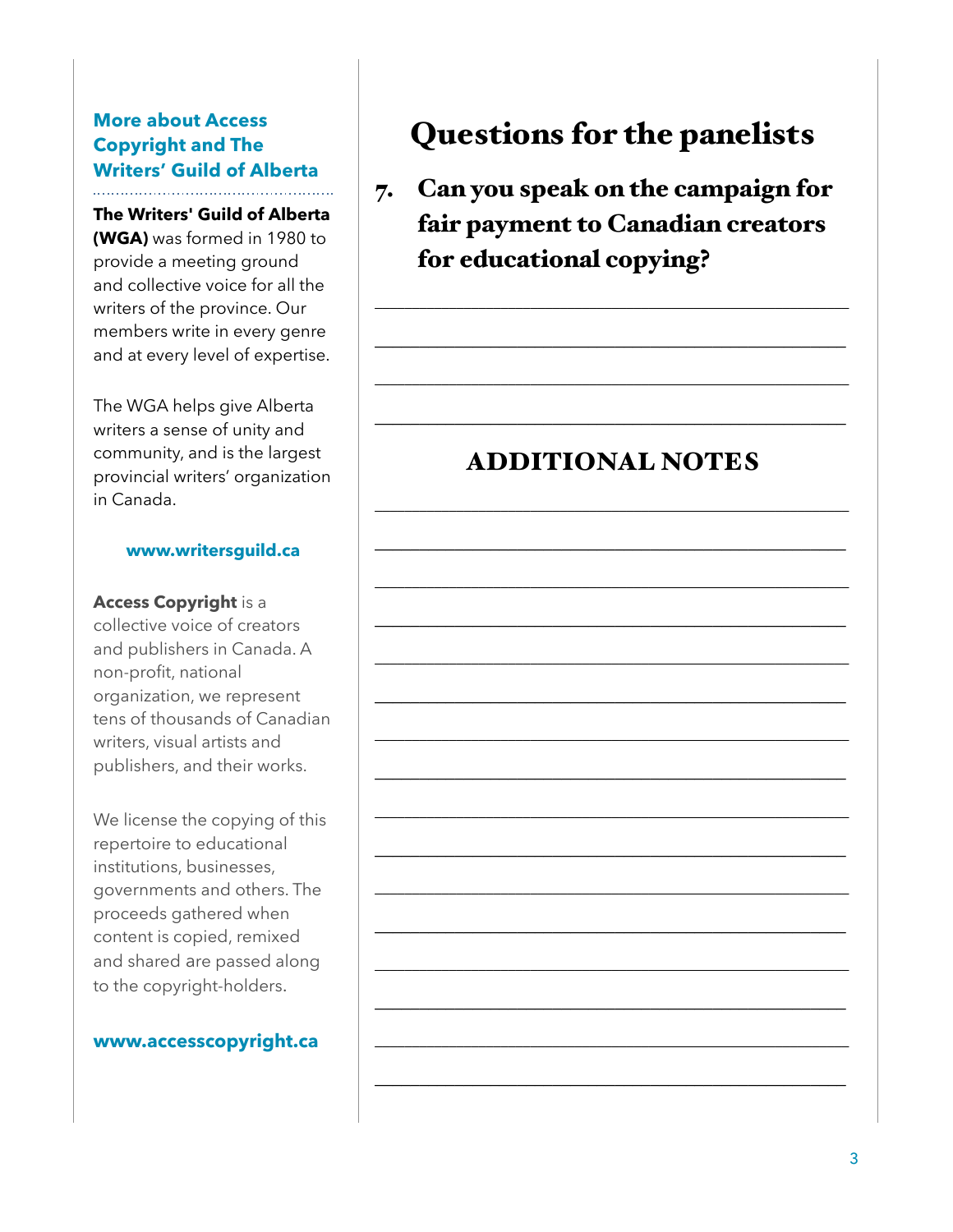### More about Access Copyright and The Writers' Guild of Alberta

**The Writers' Guild of Alberta (WGA)** was formed in 1980 to provide a meeting ground and collective voice for all the writers of the province. Our members write in every genre and at every level of expertise.

The WGA helps give Alberta writers a sense of unity and community, and is the largest provincial writers' organization in Canada.

**www.writersguild.ca**

**Access Copyright** is a collective voice of creators and publishers in Canada. A non-profit, national organization, we represent tens of thousands of Canadian writers, visual artists and publishers, and their works.

We license the copying of this repertoire to educational institutions, businesses, governments and others. The proceeds gathered when content is copied, remixed and shared are passed along to the copyright-holders.

**www.accesscopyright.ca**

# Questions for the panelists

7. **Can you speak on the campaign for fair payment to Canadian creators for educational copying?**

____________________________________________

____________________________________________

____________________________________________

____________________________________________

## ADDITIONAL NOTES

____________________________________________

____________________________________________

____________________________________________

____________________________________________

____________________________________________

____________________________________________

____________________________________________

____________________________________________

____________________________________________

____________________________________________

____________________________________________

____________________________________________

____________________________________________

____________________________________________

____________________________________________

____________________________________________